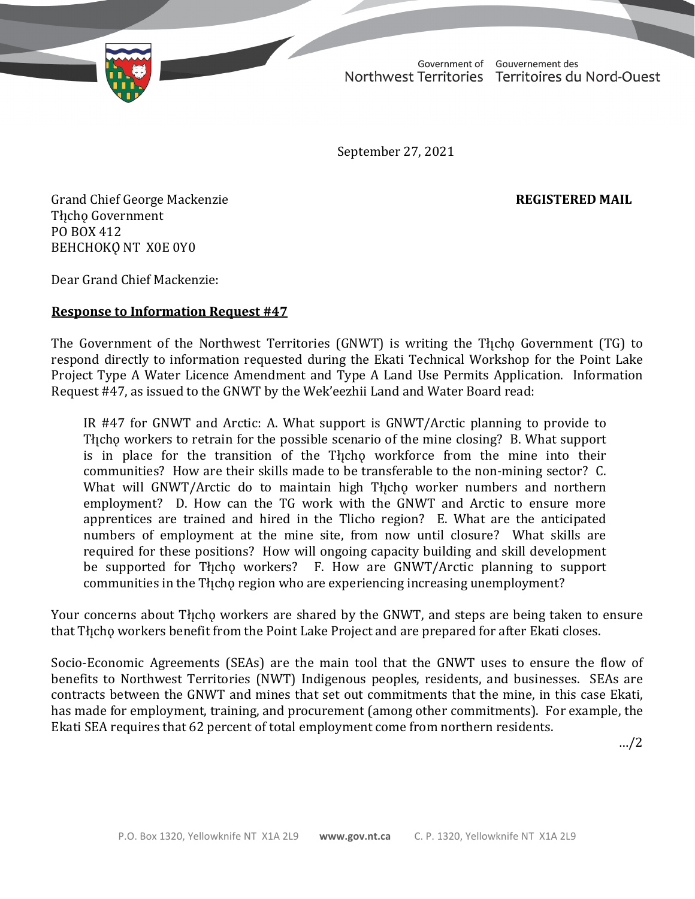Government of Northwest Territories | Gouvernement des Territoires du Nord-Ouest

September 27, 2021

Grand Chief George Mackenzie
Tłı̨chǫ Government
PO BOX 412
BEHCHOKǪ NT X0E 0Y0

**REGISTERED MAIL**

Dear Grand Chief Mackenzie:

**Response to Information Request #47**

The Government of the Northwest Territories (GNWT) is writing the Tłı̨chǫ Government (TG) to respond directly to information requested during the Ekati Technical Workshop for the Point Lake Project Type A Water Licence Amendment and Type A Land Use Permits Application. Information Request #47, as issued to the GNWT by the Wek'eezhii Land and Water Board read:

> IR #47 for GNWT and Arctic: A. What support is GNWT/Arctic planning to provide to Tłı̨chǫ workers to retrain for the possible scenario of the mine closing? B. What support is in place for the transition of the Tłı̨chǫ workforce from the mine into their communities? How are their skills made to be transferable to the non-mining sector? C. What will GNWT/Arctic do to maintain high Tłı̨chǫ worker numbers and northern employment? D. How can the TG work with the GNWT and Arctic to ensure more apprentices are trained and hired in the Tlicho region? E. What are the anticipated numbers of employment at the mine site, from now until closure? What skills are required for these positions? How will ongoing capacity building and skill development be supported for Tłı̨chǫ workers? F. How are GNWT/Arctic planning to support communities in the Tłı̨chǫ region who are experiencing increasing unemployment?

Your concerns about Tłı̨chǫ workers are shared by the GNWT, and steps are being taken to ensure that Tłı̨chǫ workers benefit from the Point Lake Project and are prepared for after Ekati closes.

Socio-Economic Agreements (SEAs) are the main tool that the GNWT uses to ensure the flow of benefits to Northwest Territories (NWT) Indigenous peoples, residents, and businesses. SEAs are contracts between the GNWT and mines that set out commitments that the mine, in this case Ekati, has made for employment, training, and procurement (among other commitments). For example, the Ekati SEA requires that 62 percent of total employment come from northern residents.

…/2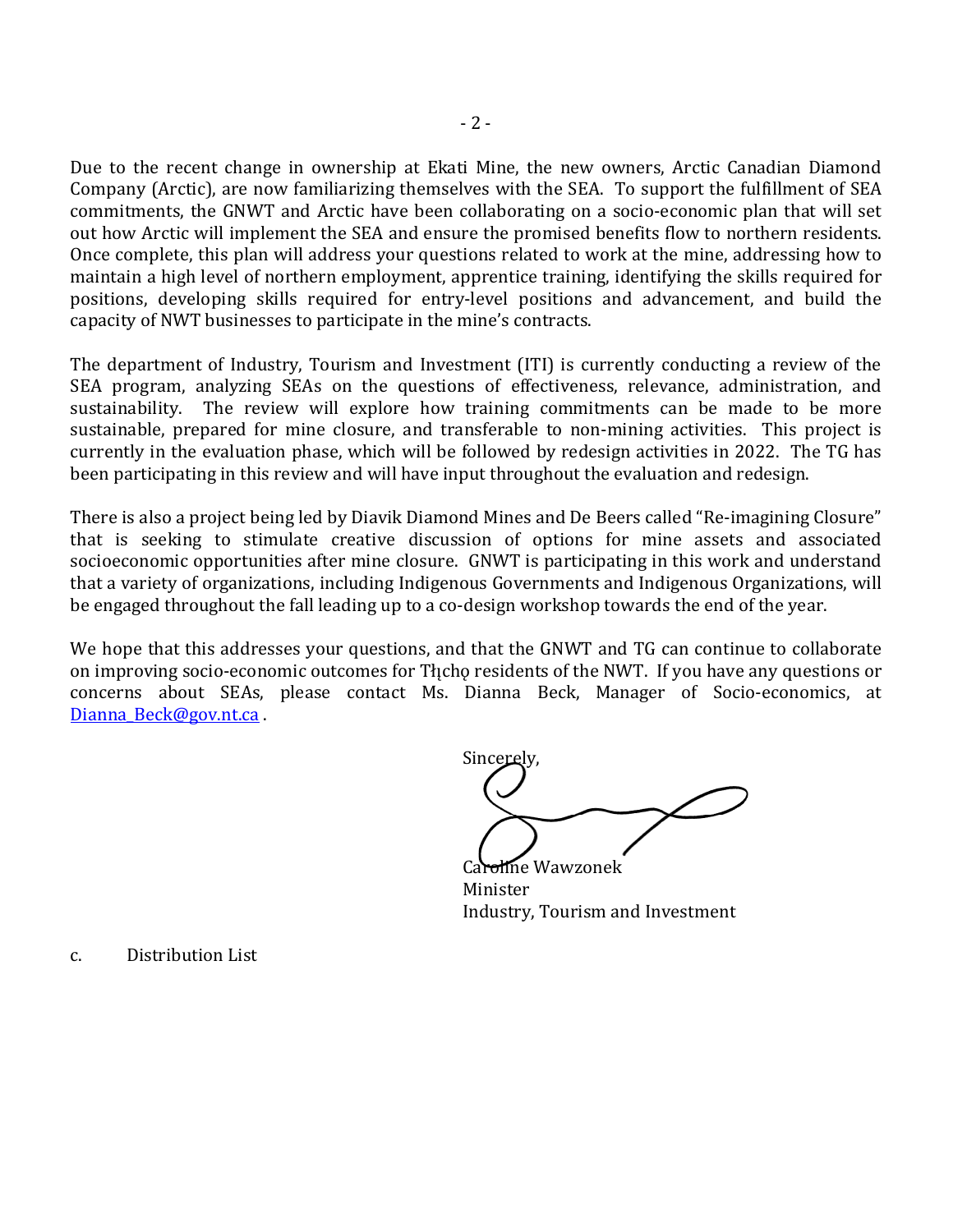Due to the recent change in ownership at Ekati Mine, the new owners, Arctic Canadian Diamond Company (Arctic), are now familiarizing themselves with the SEA. To support the fulfillment of SEA commitments, the GNWT and Arctic have been collaborating on a socio-economic plan that will set out how Arctic will implement the SEA and ensure the promised benefits flow to northern residents. Once complete, this plan will address your questions related to work at the mine, addressing how to maintain a high level of northern employment, apprentice training, identifying the skills required for positions, developing skills required for entry-level positions and advancement, and build the capacity of NWT businesses to participate in the mine's contracts.

The department of Industry, Tourism and Investment (ITI) is currently conducting a review of the SEA program, analyzing SEAs on the questions of effectiveness, relevance, administration, and sustainability. The review will explore how training commitments can be made to be more sustainable, prepared for mine closure, and transferable to non-mining activities. This project is currently in the evaluation phase, which will be followed by redesign activities in 2022. The TG has been participating in this review and will have input throughout the evaluation and redesign.

There is also a project being led by Diavik Diamond Mines and De Beers called "Re-imagining Closure" that is seeking to stimulate creative discussion of options for mine assets and associated socioeconomic opportunities after mine closure. GNWT is participating in this work and understand that a variety of organizations, including Indigenous Governments and Indigenous Organizations, will be engaged throughout the fall leading up to a co-design workshop towards the end of the year.

We hope that this addresses your questions, and that the GNWT and TG can continue to collaborate on improving socio-economic outcomes for Tłı̨chǫ residents of the NWT. If you have any questions or concerns about SEAs, please contact Ms. Dianna Beck, Manager of Socio-economics, at Dianna_Beck@gov.nt.ca .

Sincerely,

Caroline Wawzonek
Minister
Industry, Tourism and Investment

c. Distribution List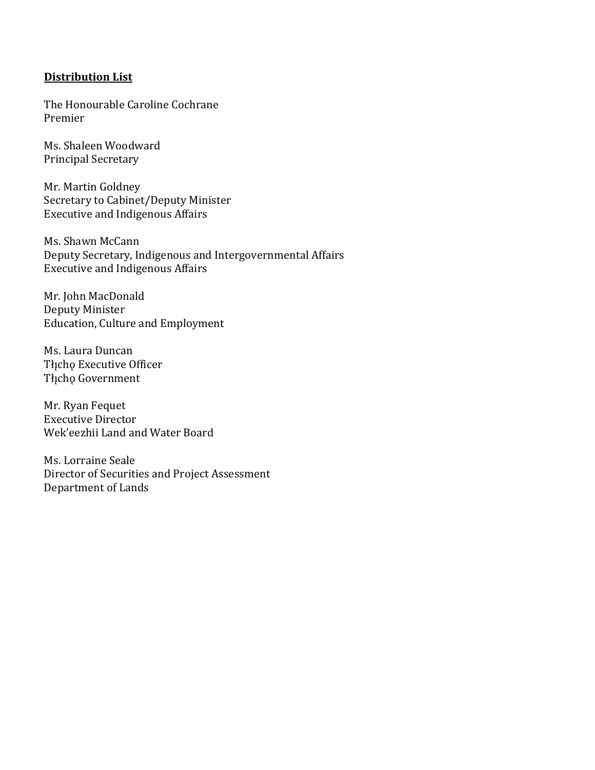**Distribution List**

The Honourable Caroline Cochrane
Premier

Ms. Shaleen Woodward
Principal Secretary

Mr. Martin Goldney
Secretary to Cabinet/Deputy Minister
Executive and Indigenous Affairs

Ms. Shawn McCann
Deputy Secretary, Indigenous and Intergovernmental Affairs
Executive and Indigenous Affairs

Mr. John MacDonald
Deputy Minister
Education, Culture and Employment

Ms. Laura Duncan
Tłı̨chǫ Executive Officer
Tłı̨chǫ Government

Mr. Ryan Fequet
Executive Director
Wek'eezhii Land and Water Board

Ms. Lorraine Seale
Director of Securities and Project Assessment
Department of Lands